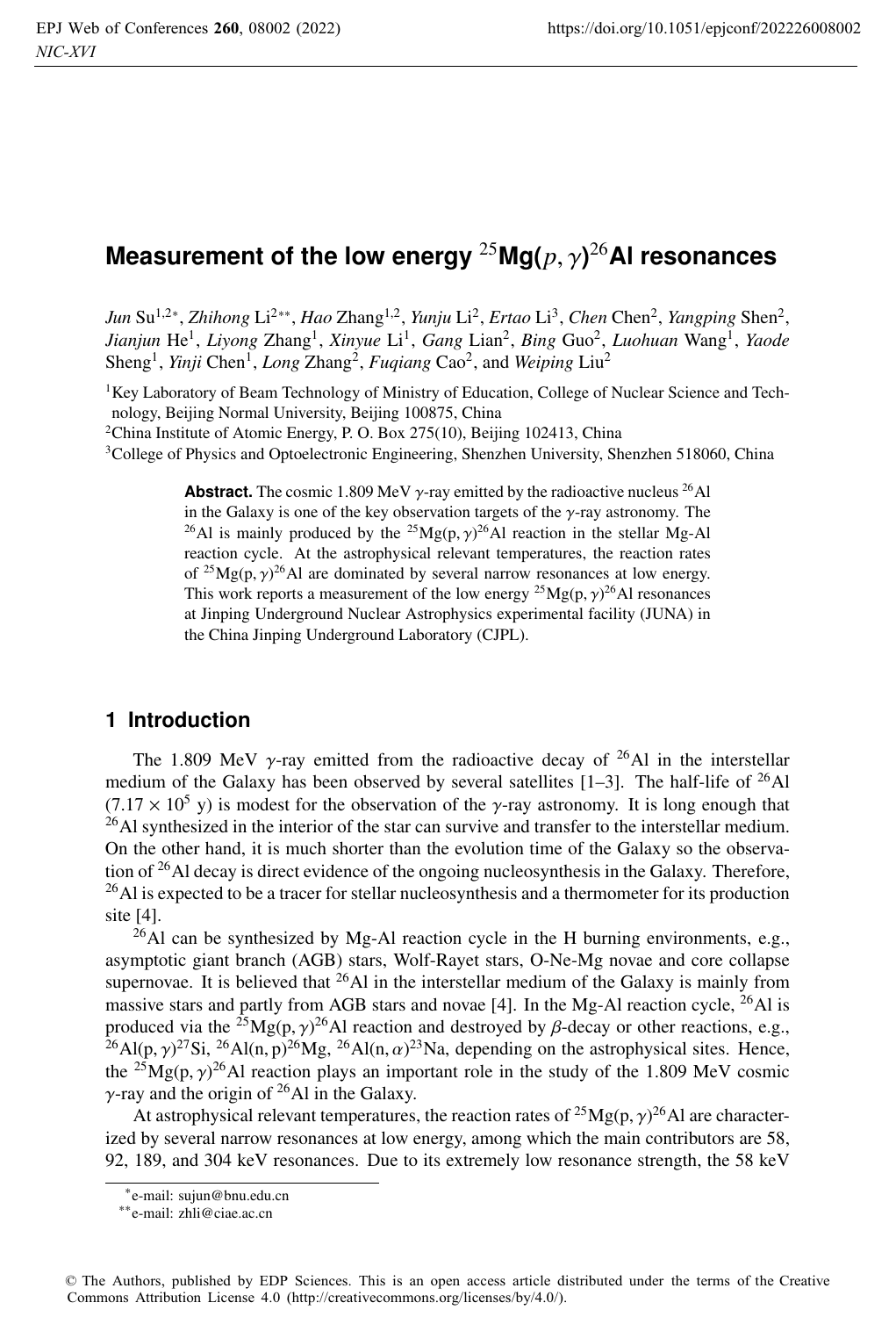# Measurement of the low energy $^{25}$Mg$(p, \gamma)^{26}$Al resonances

*Jun* Su[1,2*], *Zhihong* Li[2**], *Hao* Zhang[1,2], *Yunju* Li[2], *Ertao* Li[3], *Chen* Chen[2], *Yangping* Shen[2], *Jianjun* He[1], *Liyong* Zhang[1], *Xinyue* Li[1], *Gang* Lian[2], *Bing* Guo[2], *Luohuan* Wang[1], *Yaode* Sheng[1], *Yinji* Chen[1], *Long* Zhang[2], *Fuqiang* Cao[2], and *Weiping* Liu[2]

[1]Key Laboratory of Beam Technology of Ministry of Education, College of Nuclear Science and Technology, Beijing Normal University, Beijing 100875, China

[2]China Institute of Atomic Energy, P. O. Box 275(10), Beijing 102413, China

[3]College of Physics and Optoelectronic Engineering, Shenzhen University, Shenzhen 518060, China

**Abstract.** The cosmic 1.809 MeV $\gamma$-ray emitted by the radioactive nucleus $^{26}$Al in the Galaxy is one of the key observation targets of the $\gamma$-ray astronomy. The $^{26}$Al is mainly produced by the $^{25}$Mg(p, $\gamma$)$^{26}$Al reaction in the stellar Mg-Al reaction cycle. At the astrophysical relevant temperatures, the reaction rates of $^{25}$Mg(p, $\gamma$)$^{26}$Al are dominated by several narrow resonances at low energy. This work reports a measurement of the low energy $^{25}$Mg(p, $\gamma$)$^{26}$Al resonances at Jinping Underground Nuclear Astrophysics experimental facility (JUNA) in the China Jinping Underground Laboratory (CJPL).

## 1 Introduction

The 1.809 MeV $\gamma$-ray emitted from the radioactive decay of $^{26}$Al in the interstellar medium of the Galaxy has been observed by several satellites [1–3]. The half-life of $^{26}$Al ($7.17 \times 10^5$ y) is modest for the observation of the $\gamma$-ray astronomy. It is long enough that $^{26}$Al synthesized in the interior of the star can survive and transfer to the interstellar medium. On the other hand, it is much shorter than the evolution time of the Galaxy so the observation of $^{26}$Al decay is direct evidence of the ongoing nucleosynthesis in the Galaxy. Therefore, $^{26}$Al is expected to be a tracer for stellar nucleosynthesis and a thermometer for its production site [4].

$^{26}$Al can be synthesized by Mg-Al reaction cycle in the H burning environments, e.g., asymptotic giant branch (AGB) stars, Wolf-Rayet stars, O-Ne-Mg novae and core collapse supernovae. It is believed that $^{26}$Al in the interstellar medium of the Galaxy is mainly from massive stars and partly from AGB stars and novae [4]. In the Mg-Al reaction cycle, $^{26}$Al is produced via the $^{25}$Mg(p, $\gamma$)$^{26}$Al reaction and destroyed by $\beta$-decay or other reactions, e.g., $^{26}$Al(p, $\gamma$)$^{27}$Si, $^{26}$Al(n, p)$^{26}$Mg, $^{26}$Al(n, $\alpha$)$^{23}$Na, depending on the astrophysical sites. Hence, the $^{25}$Mg(p, $\gamma$)$^{26}$Al reaction plays an important role in the study of the 1.809 MeV cosmic $\gamma$-ray and the origin of $^{26}$Al in the Galaxy.

At astrophysical relevant temperatures, the reaction rates of $^{25}$Mg(p, $\gamma$)$^{26}$Al are characterized by several narrow resonances at low energy, among which the main contributors are 58, 92, 189, and 304 keV resonances. Due to its extremely low resonance strength, the 58 keV

*e-mail: sujun@bnu.edu.cn

**e-mail: zhli@ciae.ac.cn

© The Authors, published by EDP Sciences. This is an open access article distributed under the terms of the Creative Commons Attribution License 4.0 (http://creativecommons.org/licenses/by/4.0/).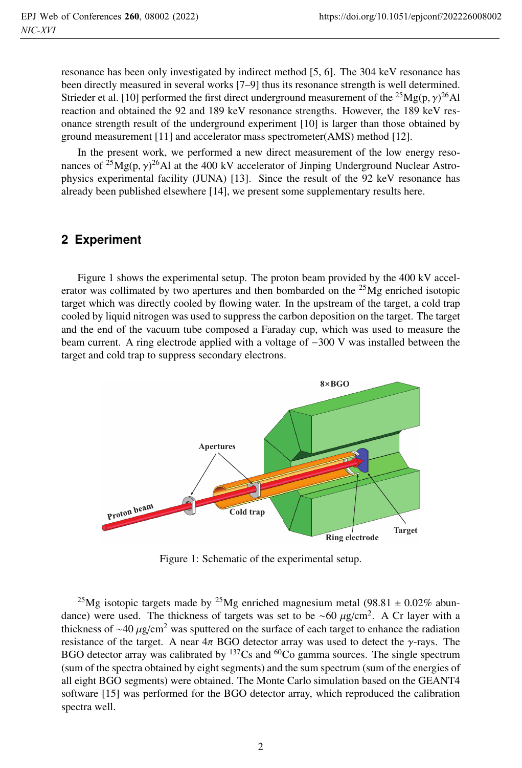resonance has been only investigated by indirect method [5, 6]. The 304 keV resonance has been directly measured in several works [7–9] thus its resonance strength is well determined. Strieder et al. [10] performed the first direct underground measurement of the $^{25}$Mg(p, $\gamma$)$^{26}$Al reaction and obtained the 92 and 189 keV resonance strengths. However, the 189 keV resonance strength result of the underground experiment [10] is larger than those obtained by ground measurement [11] and accelerator mass spectrometer(AMS) method [12].

In the present work, we performed a new direct measurement of the low energy resonances of $^{25}$Mg(p, $\gamma$)$^{26}$Al at the 400 kV accelerator of Jinping Underground Nuclear Astrophysics experimental facility (JUNA) [13]. Since the result of the 92 keV resonance has already been published elsewhere [14], we present some supplementary results here.

## 2 Experiment

Figure 1 shows the experimental setup. The proton beam provided by the 400 kV accelerator was collimated by two apertures and then bombarded on the $^{25}$Mg enriched isotopic target which was directly cooled by flowing water. In the upstream of the target, a cold trap cooled by liquid nitrogen was used to suppress the carbon deposition on the target. The target and the end of the vacuum tube composed a Faraday cup, which was used to measure the beam current. A ring electrode applied with a voltage of −300 V was installed between the target and cold trap to suppress secondary electrons.

Figure 1: Schematic of the experimental setup.

$^{25}$Mg isotopic targets made by $^{25}$Mg enriched magnesium metal (98.81 ± 0.02% abundance) were used. The thickness of targets was set to be ~60 $\mu$g/cm$^2$. A Cr layer with a thickness of ~40 $\mu$g/cm$^2$ was sputtered on the surface of each target to enhance the radiation resistance of the target. A near 4$\pi$ BGO detector array was used to detect the $\gamma$-rays. The BGO detector array was calibrated by $^{137}$Cs and $^{60}$Co gamma sources. The single spectrum (sum of the spectra obtained by eight segments) and the sum spectrum (sum of the energies of all eight BGO segments) were obtained. The Monte Carlo simulation based on the GEANT4 software [15] was performed for the BGO detector array, which reproduced the calibration spectra well.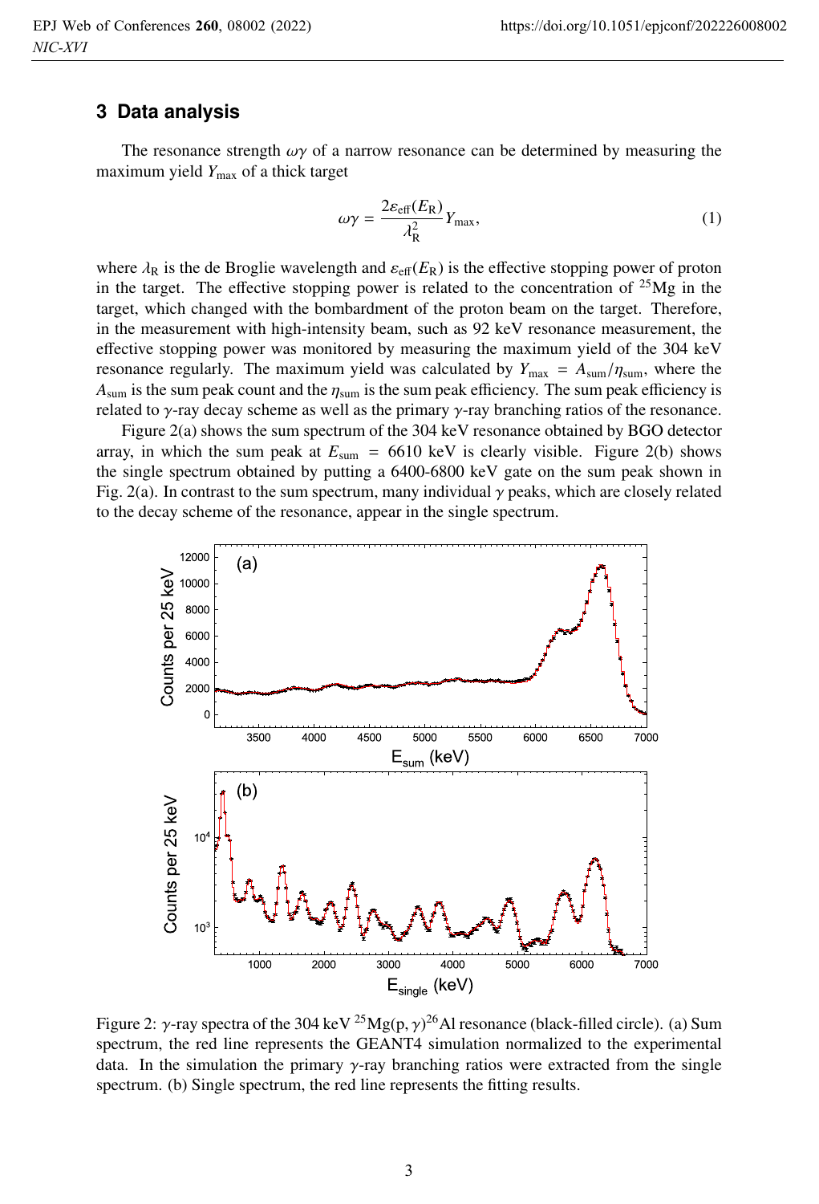## 3 Data analysis

The resonance strength $\omega\gamma$ of a narrow resonance can be determined by measuring the maximum yield $Y_{\max}$ of a thick target

$$\omega\gamma = \frac{2\varepsilon_{\mathrm{eff}}(E_{\mathrm{R}})}{\lambda_{\mathrm{R}}^2} Y_{\max}, \tag{1}$$

where $\lambda_{\mathrm{R}}$ is the de Broglie wavelength and $\varepsilon_{\mathrm{eff}}(E_{\mathrm{R}})$ is the effective stopping power of proton in the target. The effective stopping power is related to the concentration of $^{25}$Mg in the target, which changed with the bombardment of the proton beam on the target. Therefore, in the measurement with high-intensity beam, such as 92 keV resonance measurement, the effective stopping power was monitored by measuring the maximum yield of the 304 keV resonance regularly. The maximum yield was calculated by $Y_{\max} = A_{\mathrm{sum}}/\eta_{\mathrm{sum}}$, where the $A_{\mathrm{sum}}$ is the sum peak count and the $\eta_{\mathrm{sum}}$ is the sum peak efficiency. The sum peak efficiency is related to $\gamma$-ray decay scheme as well as the primary $\gamma$-ray branching ratios of the resonance.

Figure 2(a) shows the sum spectrum of the 304 keV resonance obtained by BGO detector array, in which the sum peak at $E_{\mathrm{sum}} = 6610$ keV is clearly visible. Figure 2(b) shows the single spectrum obtained by putting a 6400-6800 keV gate on the sum peak shown in Fig. 2(a). In contrast to the sum spectrum, many individual $\gamma$ peaks, which are closely related to the decay scheme of the resonance, appear in the single spectrum.

Figure 2: $\gamma$-ray spectra of the 304 keV $^{25}$Mg(p, $\gamma$)$^{26}$Al resonance (black-filled circle). (a) Sum spectrum, the red line represents the GEANT4 simulation normalized to the experimental data. In the simulation the primary $\gamma$-ray branching ratios were extracted from the single spectrum. (b) Single spectrum, the red line represents the fitting results.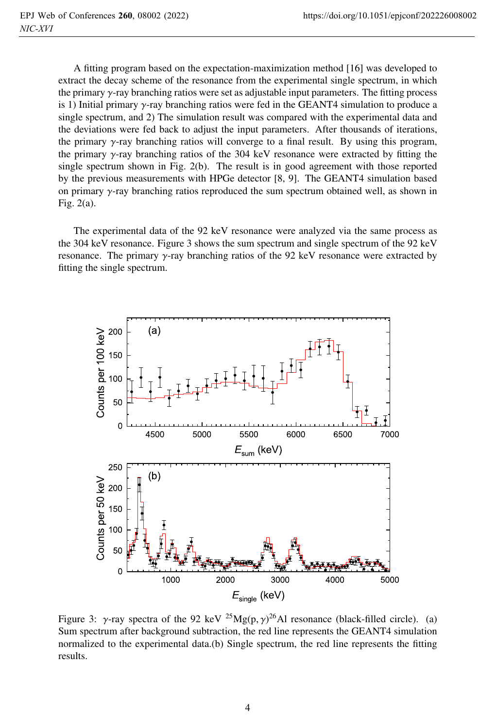A fitting program based on the expectation-maximization method [16] was developed to extract the decay scheme of the resonance from the experimental single spectrum, in which the primary $\gamma$-ray branching ratios were set as adjustable input parameters. The fitting process is 1) Initial primary $\gamma$-ray branching ratios were fed in the GEANT4 simulation to produce a single spectrum, and 2) The simulation result was compared with the experimental data and the deviations were fed back to adjust the input parameters. After thousands of iterations, the primary $\gamma$-ray branching ratios will converge to a final result. By using this program, the primary $\gamma$-ray branching ratios of the 304 keV resonance were extracted by fitting the single spectrum shown in Fig. 2(b). The result is in good agreement with those reported by the previous measurements with HPGe detector [8, 9]. The GEANT4 simulation based on primary $\gamma$-ray branching ratios reproduced the sum spectrum obtained well, as shown in Fig. 2(a).

The experimental data of the 92 keV resonance were analyzed via the same process as the 304 keV resonance. Figure 3 shows the sum spectrum and single spectrum of the 92 keV resonance. The primary $\gamma$-ray branching ratios of the 92 keV resonance were extracted by fitting the single spectrum.

Figure 3: $\gamma$-ray spectra of the 92 keV $^{25}Mg(p, \gamma)^{26}Al$ resonance (black-filled circle). (a) Sum spectrum after background subtraction, the red line represents the GEANT4 simulation normalized to the experimental data.(b) Single spectrum, the red line represents the fitting results.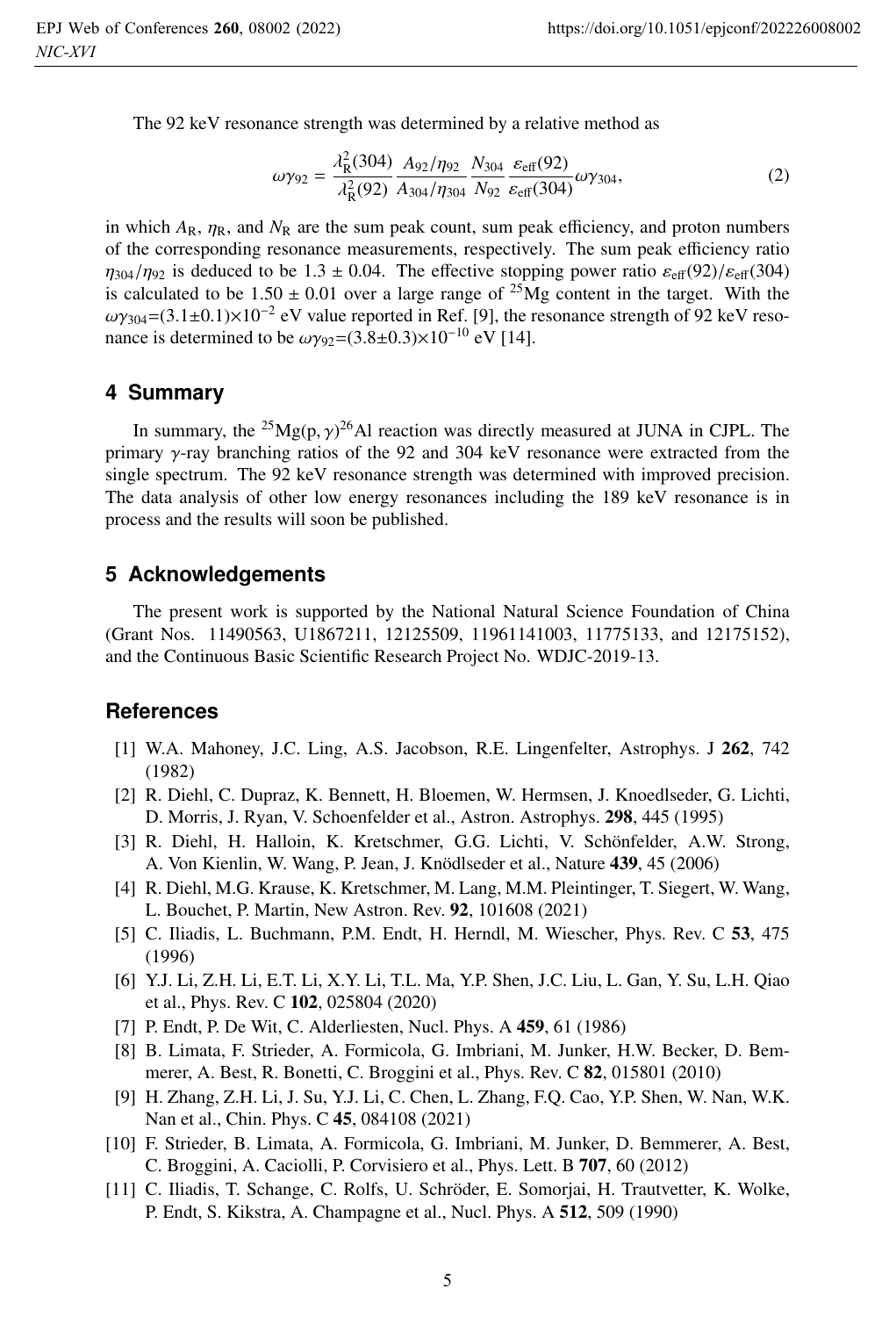The 92 keV resonance strength was determined by a relative method as

$$\omega\gamma_{92} = \frac{\lambda_R^2(304)}{\lambda_R^2(92)} \frac{A_{92}/\eta_{92}}{A_{304}/\eta_{304}} \frac{N_{304}}{N_{92}} \frac{\varepsilon_{\rm eff}(92)}{\varepsilon_{\rm eff}(304)} \omega\gamma_{304}, \tag{2}$$

in which $A_R$, $\eta_R$, and $N_R$ are the sum peak count, sum peak efficiency, and proton numbers of the corresponding resonance measurements, respectively. The sum peak efficiency ratio $\eta_{304}/\eta_{92}$ is deduced to be $1.3 \pm 0.04$. The effective stopping power ratio $\varepsilon_{\rm eff}(92)/\varepsilon_{\rm eff}(304)$ is calculated to be $1.50 \pm 0.01$ over a large range of $^{25}$Mg content in the target. With the $\omega\gamma_{304}$=$(3.1\pm0.1)\times10^{-2}$ eV value reported in Ref. [9], the resonance strength of 92 keV resonance is determined to be $\omega\gamma_{92}$=$(3.8\pm0.3)\times10^{-10}$ eV [14].

## 4 Summary

In summary, the $^{25}$Mg(p, $\gamma$)$^{26}$Al reaction was directly measured at JUNA in CJPL. The primary $\gamma$-ray branching ratios of the 92 and 304 keV resonance were extracted from the single spectrum. The 92 keV resonance strength was determined with improved precision. The data analysis of other low energy resonances including the 189 keV resonance is in process and the results will soon be published.

## 5 Acknowledgements

The present work is supported by the National Natural Science Foundation of China (Grant Nos. 11490563, U1867211, 12125509, 11961141003, 11775133, and 12175152), and the Continuous Basic Scientific Research Project No. WDJC-2019-13.

## References

[1] W.A. Mahoney, J.C. Ling, A.S. Jacobson, R.E. Lingenfelter, Astrophys. J **262**, 742 (1982)

[2] R. Diehl, C. Dupraz, K. Bennett, H. Bloemen, W. Hermsen, J. Knoedlseder, G. Lichti, D. Morris, J. Ryan, V. Schoenfelder et al., Astron. Astrophys. **298**, 445 (1995)

[3] R. Diehl, H. Halloin, K. Kretschmer, G.G. Lichti, V. Schönfelder, A.W. Strong, A. Von Kienlin, W. Wang, P. Jean, J. Knödlseder et al., Nature **439**, 45 (2006)

[4] R. Diehl, M.G. Krause, K. Kretschmer, M. Lang, M.M. Pleintinger, T. Siegert, W. Wang, L. Bouchet, P. Martin, New Astron. Rev. **92**, 101608 (2021)

[5] C. Iliadis, L. Buchmann, P.M. Endt, H. Herndl, M. Wiescher, Phys. Rev. C **53**, 475 (1996)

[6] Y.J. Li, Z.H. Li, E.T. Li, X.Y. Li, T.L. Ma, Y.P. Shen, J.C. Liu, L. Gan, Y. Su, L.H. Qiao et al., Phys. Rev. C **102**, 025804 (2020)

[7] P. Endt, P. De Wit, C. Alderliesten, Nucl. Phys. A **459**, 61 (1986)

[8] B. Limata, F. Strieder, A. Formicola, G. Imbriani, M. Junker, H.W. Becker, D. Bemmerer, A. Best, R. Bonetti, C. Broggini et al., Phys. Rev. C **82**, 015801 (2010)

[9] H. Zhang, Z.H. Li, J. Su, Y.J. Li, C. Chen, L. Zhang, F.Q. Cao, Y.P. Shen, W. Nan, W.K. Nan et al., Chin. Phys. C **45**, 084108 (2021)

[10] F. Strieder, B. Limata, A. Formicola, G. Imbriani, M. Junker, D. Bemmerer, A. Best, C. Broggini, A. Caciolli, P. Corvisiero et al., Phys. Lett. B **707**, 60 (2012)

[11] C. Iliadis, T. Schange, C. Rolfs, U. Schröder, E. Somorjai, H. Trautvetter, K. Wolke, P. Endt, S. Kikstra, A. Champagne et al., Nucl. Phys. A **512**, 509 (1990)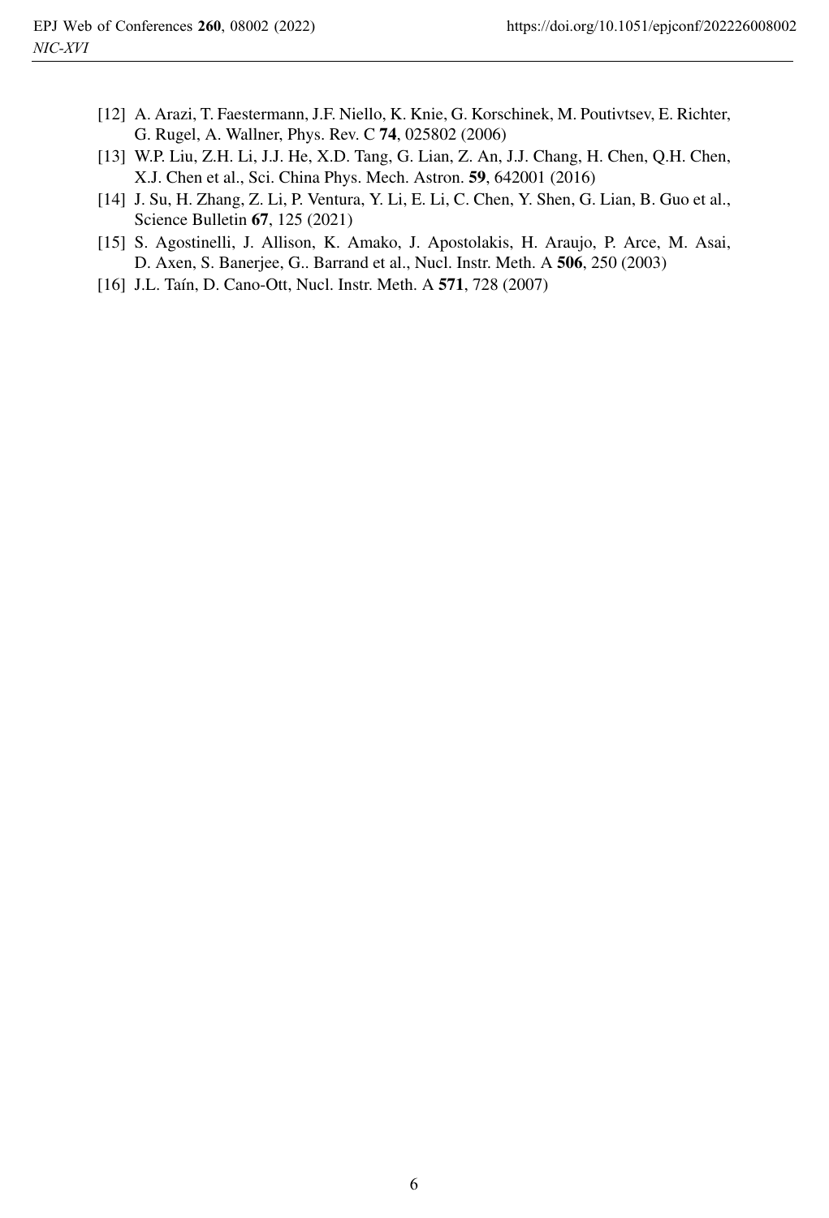[12] A. Arazi, T. Faestermann, J.F. Niello, K. Knie, G. Korschinek, M. Poutivtsev, E. Richter, G. Rugel, A. Wallner, Phys. Rev. C **74**, 025802 (2006)

[13] W.P. Liu, Z.H. Li, J.J. He, X.D. Tang, G. Lian, Z. An, J.J. Chang, H. Chen, Q.H. Chen, X.J. Chen et al., Sci. China Phys. Mech. Astron. **59**, 642001 (2016)

[14] J. Su, H. Zhang, Z. Li, P. Ventura, Y. Li, E. Li, C. Chen, Y. Shen, G. Lian, B. Guo et al., Science Bulletin **67**, 125 (2021)

[15] S. Agostinelli, J. Allison, K. Amako, J. Apostolakis, H. Araujo, P. Arce, M. Asai, D. Axen, S. Banerjee, G.. Barrand et al., Nucl. Instr. Meth. A **506**, 250 (2003)

[16] J.L. Taín, D. Cano-Ott, Nucl. Instr. Meth. A **571**, 728 (2007)